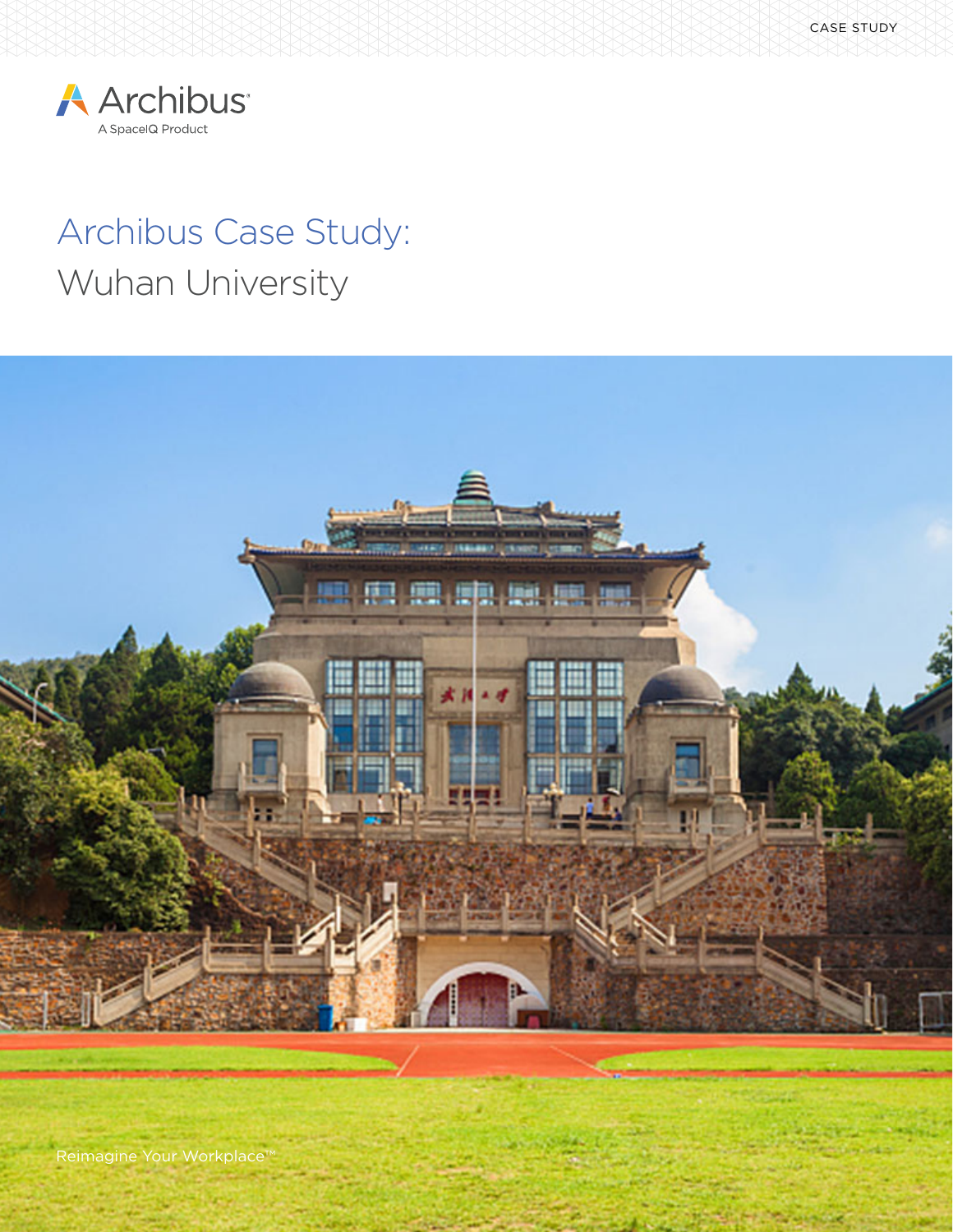CASE STUDY

Archibus
A SpaceIQ Product

# Archibus Case Study:
## Wuhan University

Reimagine Your Workplace™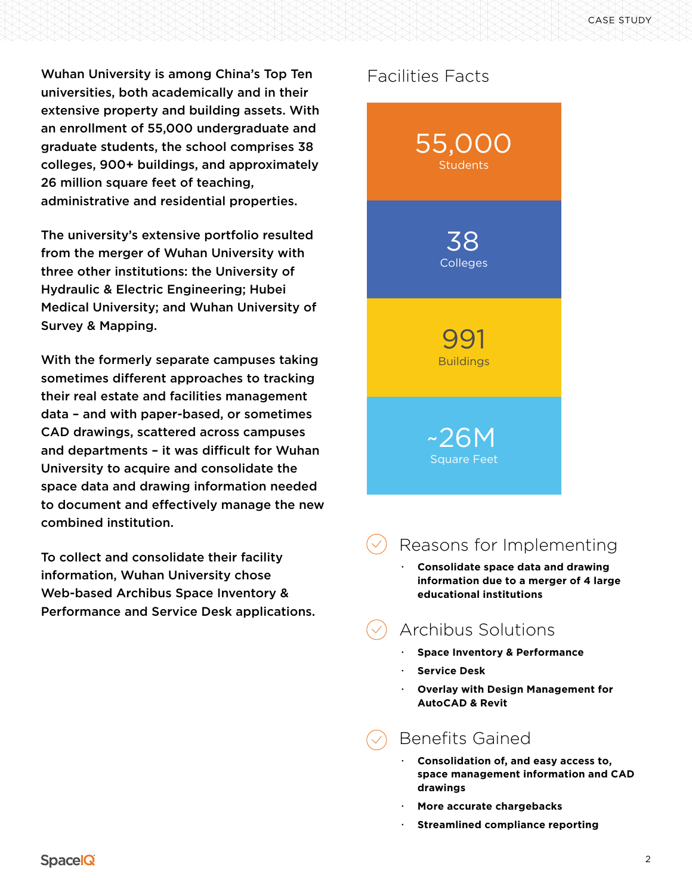Wuhan University is among China's Top Ten universities, both academically and in their extensive property and building assets. With an enrollment of 55,000 undergraduate and graduate students, the school comprises 38 colleges, 900+ buildings, and approximately 26 million square feet of teaching, administrative and residential properties.

The university's extensive portfolio resulted from the merger of Wuhan University with three other institutions: the University of Hydraulic & Electric Engineering; Hubei Medical University; and Wuhan University of Survey & Mapping.

With the formerly separate campuses taking sometimes different approaches to tracking their real estate and facilities management data – and with paper-based, or sometimes CAD drawings, scattered across campuses and departments – it was difficult for Wuhan University to acquire and consolidate the space data and drawing information needed to document and effectively manage the new combined institution.

To collect and consolidate their facility information, Wuhan University chose Web-based Archibus Space Inventory & Performance and Service Desk applications.

## Facilities Facts

**55,000**
Students

**38**
Colleges

**991**
Buildings

**~26M**
Square Feet

## Reasons for Implementing

- **Consolidate space data and drawing information due to a merger of 4 large educational institutions**

## Archibus Solutions

- **Space Inventory & Performance**
- **Service Desk**
- **Overlay with Design Management for AutoCAD & Revit**

## Benefits Gained

- **Consolidation of, and easy access to, space management information and CAD drawings**
- **More accurate chargebacks**
- **Streamlined compliance reporting**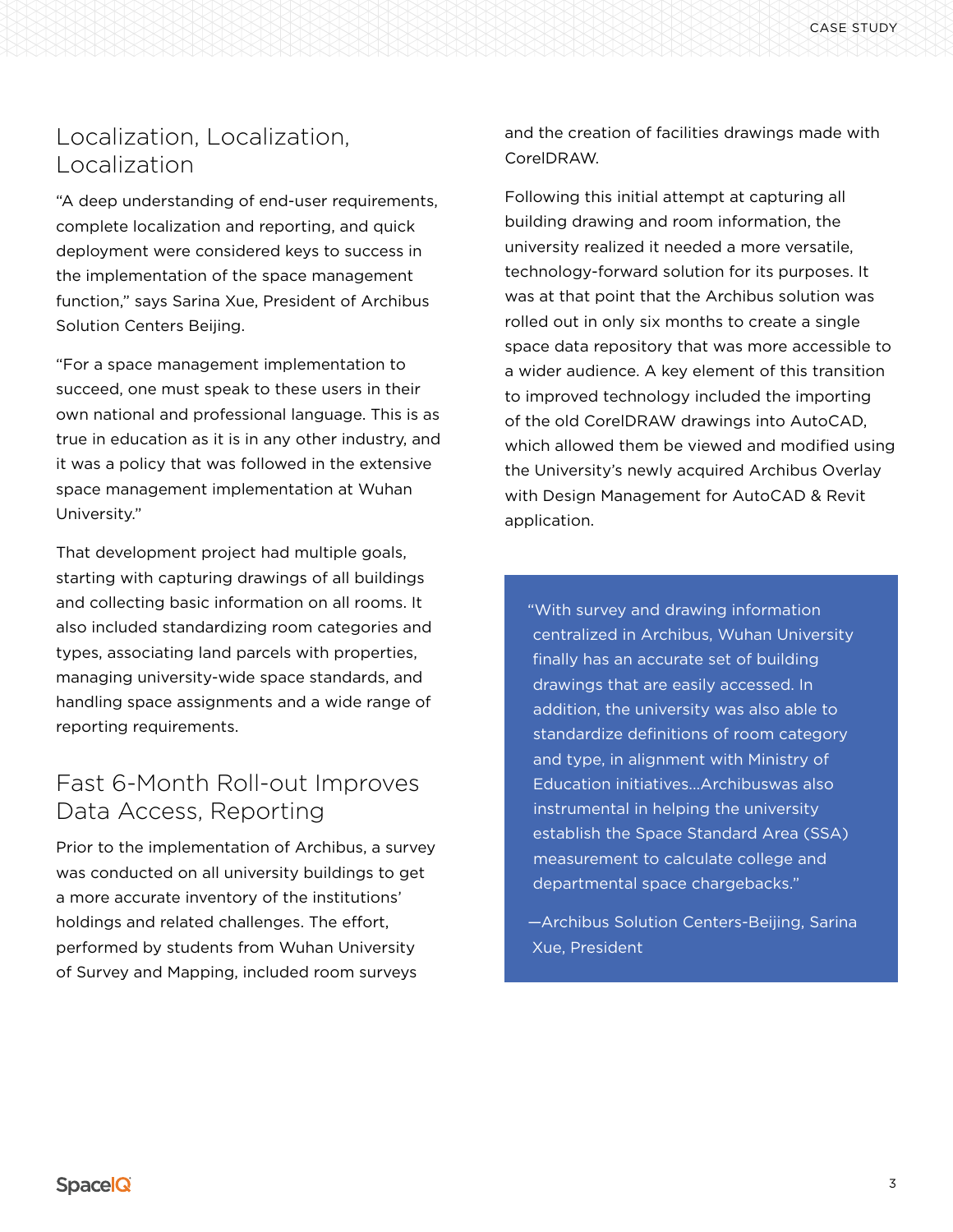## Localization, Localization, Localization

"A deep understanding of end-user requirements, complete localization and reporting, and quick deployment were considered keys to success in the implementation of the space management function," says Sarina Xue, President of Archibus Solution Centers Beijing.

"For a space management implementation to succeed, one must speak to these users in their own national and professional language. This is as true in education as it is in any other industry, and it was a policy that was followed in the extensive space management implementation at Wuhan University."

That development project had multiple goals, starting with capturing drawings of all buildings and collecting basic information on all rooms. It also included standardizing room categories and types, associating land parcels with properties, managing university-wide space standards, and handling space assignments and a wide range of reporting requirements.

## Fast 6-Month Roll-out Improves Data Access, Reporting

Prior to the implementation of Archibus, a survey was conducted on all university buildings to get a more accurate inventory of the institutions' holdings and related challenges. The effort, performed by students from Wuhan University of Survey and Mapping, included room surveys and the creation of facilities drawings made with CorelDRAW.

Following this initial attempt at capturing all building drawing and room information, the university realized it needed a more versatile, technology-forward solution for its purposes. It was at that point that the Archibus solution was rolled out in only six months to create a single space data repository that was more accessible to a wider audience. A key element of this transition to improved technology included the importing of the old CorelDRAW drawings into AutoCAD, which allowed them be viewed and modified using the University's newly acquired Archibus Overlay with Design Management for AutoCAD & Revit application.

> "With survey and drawing information centralized in Archibus, Wuhan University finally has an accurate set of building drawings that are easily accessed. In addition, the university was also able to standardize definitions of room category and type, in alignment with Ministry of Education initiatives...Archibuswas also instrumental in helping the university establish the Space Standard Area (SSA) measurement to calculate college and departmental space chargebacks."
>
> —Archibus Solution Centers-Beijing, Sarina Xue, President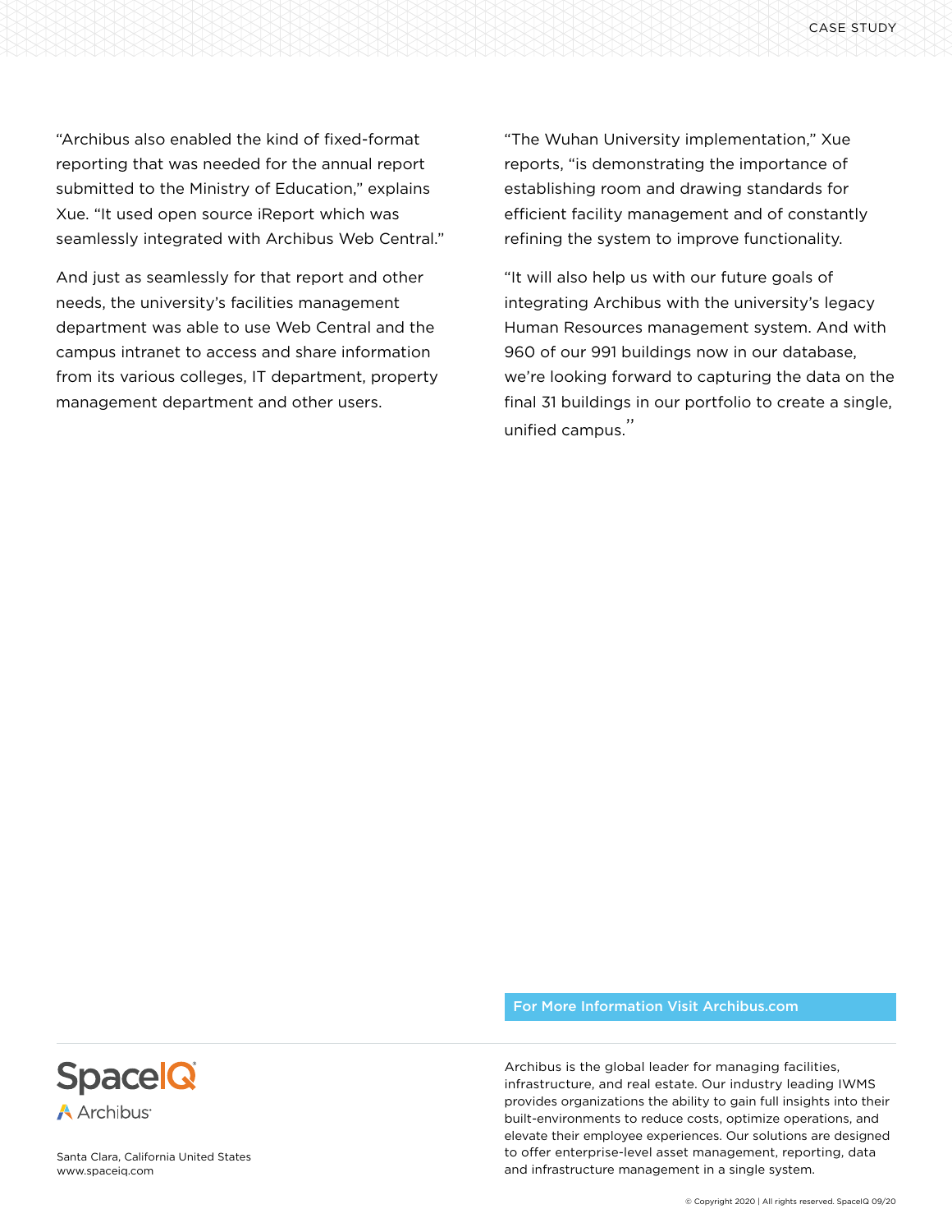"Archibus also enabled the kind of fixed-format reporting that was needed for the annual report submitted to the Ministry of Education," explains Xue. "It used open source iReport which was seamlessly integrated with Archibus Web Central."

And just as seamlessly for that report and other needs, the university's facilities management department was able to use Web Central and the campus intranet to access and share information from its various colleges, IT department, property management department and other users.

"The Wuhan University implementation," Xue reports, "is demonstrating the importance of establishing room and drawing standards for efficient facility management and of constantly refining the system to improve functionality.

"It will also help us with our future goals of integrating Archibus with the university's legacy Human Resources management system. And with 960 of our 991 buildings now in our database, we're looking forward to capturing the data on the final 31 buildings in our portfolio to create a single, unified campus."

**For More Information Visit Archibus.com**

SpaceIQ

Archibus

Santa Clara, California United States
www.spaceiq.com

Archibus is the global leader for managing facilities, infrastructure, and real estate. Our industry leading IWMS provides organizations the ability to gain full insights into their built-environments to reduce costs, optimize operations, and elevate their employee experiences. Our solutions are designed to offer enterprise-level asset management, reporting, data and infrastructure management in a single system.

© Copyright 2020 | All rights reserved. SpaceIQ 09/20